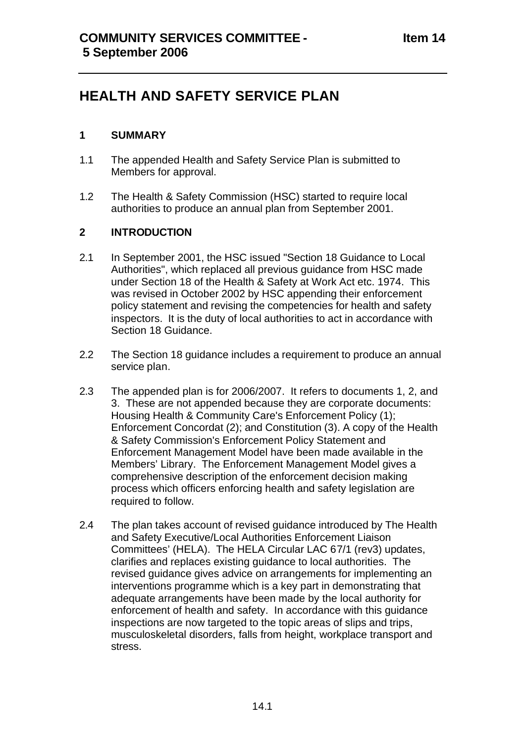**COMMUNITY SERVICES COMMITTEE - 5 September 2006** **Item 14**

# HEALTH AND SAFETY SERVICE PLAN

## 1 SUMMARY

1.1 The appended Health and Safety Service Plan is submitted to Members for approval.

1.2 The Health & Safety Commission (HSC) started to require local authorities to produce an annual plan from September 2001.

## 2 INTRODUCTION

2.1 In September 2001, the HSC issued "Section 18 Guidance to Local Authorities", which replaced all previous guidance from HSC made under Section 18 of the Health & Safety at Work Act etc. 1974. This was revised in October 2002 by HSC appending their enforcement policy statement and revising the competencies for health and safety inspectors. It is the duty of local authorities to act in accordance with Section 18 Guidance.

2.2 The Section 18 guidance includes a requirement to produce an annual service plan.

2.3 The appended plan is for 2006/2007. It refers to documents 1, 2, and 3. These are not appended because they are corporate documents: Housing Health & Community Care's Enforcement Policy (1); Enforcement Concordat (2); and Constitution (3). A copy of the Health & Safety Commission's Enforcement Policy Statement and Enforcement Management Model have been made available in the Members' Library. The Enforcement Management Model gives a comprehensive description of the enforcement decision making process which officers enforcing health and safety legislation are required to follow.

2.4 The plan takes account of revised guidance introduced by The Health and Safety Executive/Local Authorities Enforcement Liaison Committees' (HELA). The HELA Circular LAC 67/1 (rev3) updates, clarifies and replaces existing guidance to local authorities. The revised guidance gives advice on arrangements for implementing an interventions programme which is a key part in demonstrating that adequate arrangements have been made by the local authority for enforcement of health and safety. In accordance with this guidance inspections are now targeted to the topic areas of slips and trips, musculoskeletal disorders, falls from height, workplace transport and stress.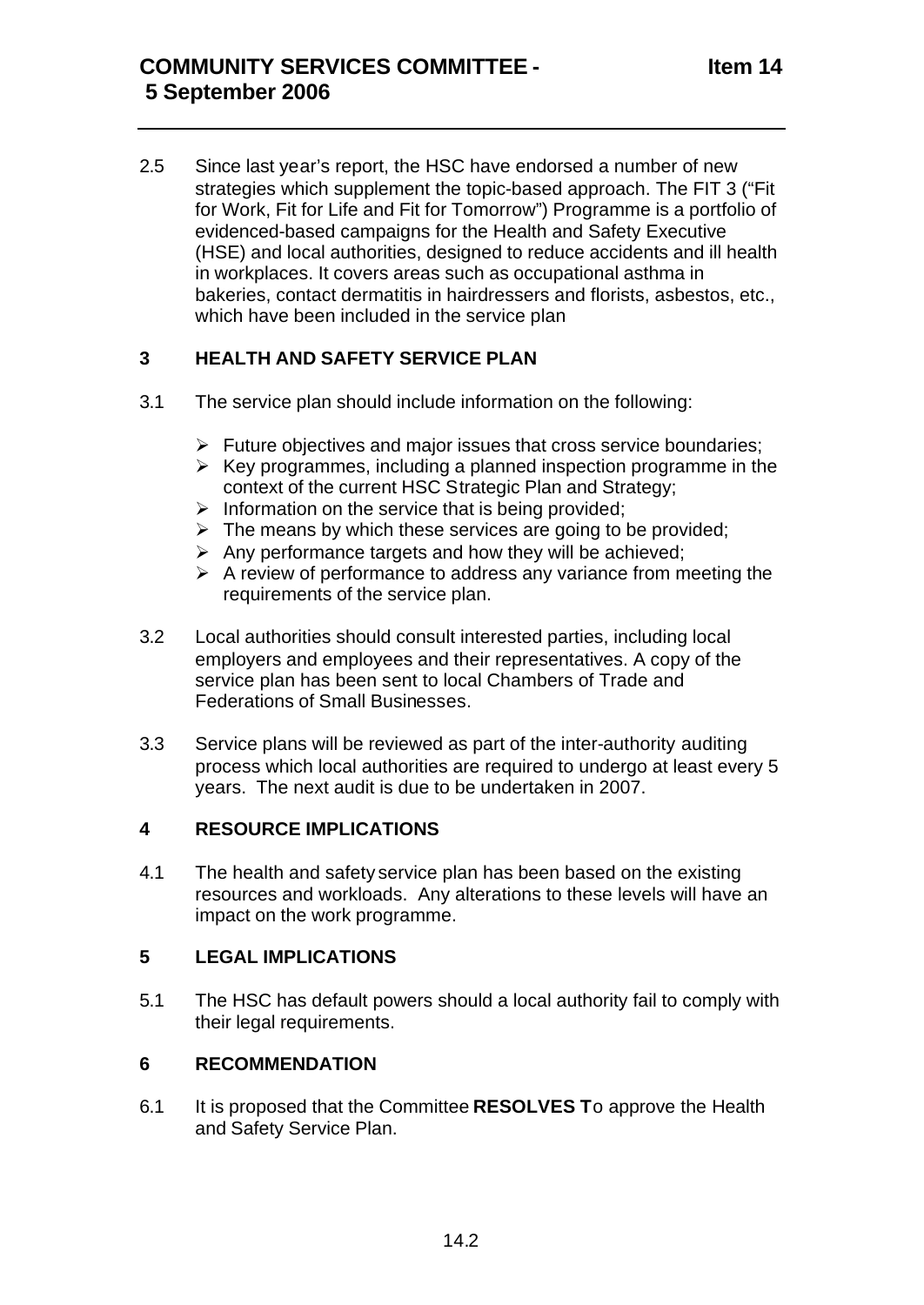2.5 Since last year's report, the HSC have endorsed a number of new strategies which supplement the topic-based approach. The FIT 3 ("Fit for Work, Fit for Life and Fit for Tomorrow") Programme is a portfolio of evidenced-based campaigns for the Health and Safety Executive (HSE) and local authorities, designed to reduce accidents and ill health in workplaces. It covers areas such as occupational asthma in bakeries, contact dermatitis in hairdressers and florists, asbestos, etc., which have been included in the service plan

## 3 HEALTH AND SAFETY SERVICE PLAN

3.1 The service plan should include information on the following:

- Future objectives and major issues that cross service boundaries;
- Key programmes, including a planned inspection programme in the context of the current HSC Strategic Plan and Strategy;
- Information on the service that is being provided;
- The means by which these services are going to be provided;
- Any performance targets and how they will be achieved;
- A review of performance to address any variance from meeting the requirements of the service plan.

3.2 Local authorities should consult interested parties, including local employers and employees and their representatives. A copy of the service plan has been sent to local Chambers of Trade and Federations of Small Businesses.

3.3 Service plans will be reviewed as part of the inter-authority auditing process which local authorities are required to undergo at least every 5 years. The next audit is due to be undertaken in 2007.

## 4 RESOURCE IMPLICATIONS

4.1 The health and safety service plan has been based on the existing resources and workloads. Any alterations to these levels will have an impact on the work programme.

## 5 LEGAL IMPLICATIONS

5.1 The HSC has default powers should a local authority fail to comply with their legal requirements.

## 6 RECOMMENDATION

6.1 It is proposed that the Committee **RESOLVES T**o approve the Health and Safety Service Plan.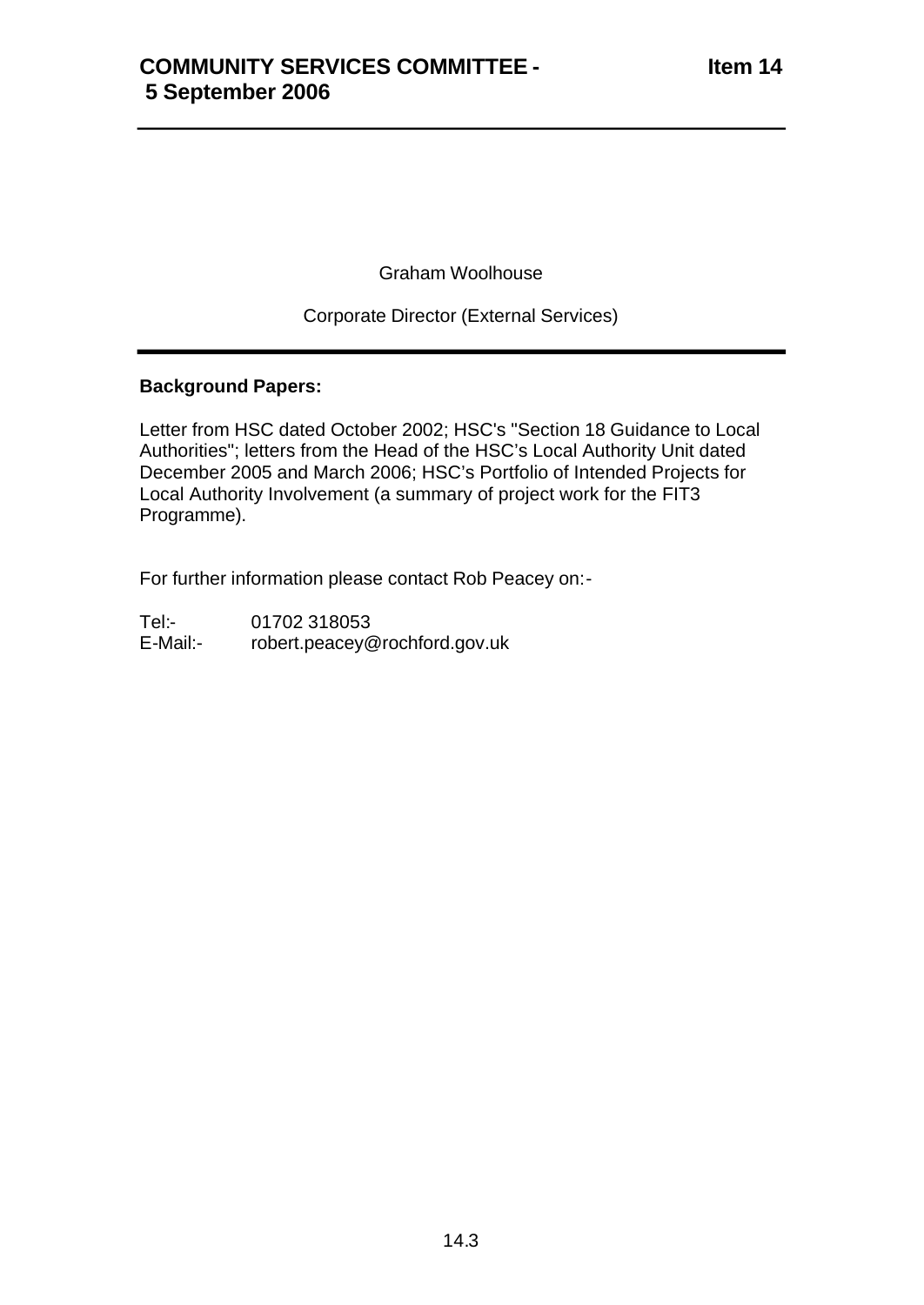Graham Woolhouse

Corporate Director (External Services)

---

**Background Papers:**

Letter from HSC dated October 2002; HSC's "Section 18 Guidance to Local Authorities"; letters from the Head of the HSC's Local Authority Unit dated December 2005 and March 2006; HSC's Portfolio of Intended Projects for Local Authority Involvement (a summary of project work for the FIT3 Programme).

For further information please contact Rob Peacey on:-

Tel:- 01702 318053
E-Mail:- robert.peacey@rochford.gov.uk